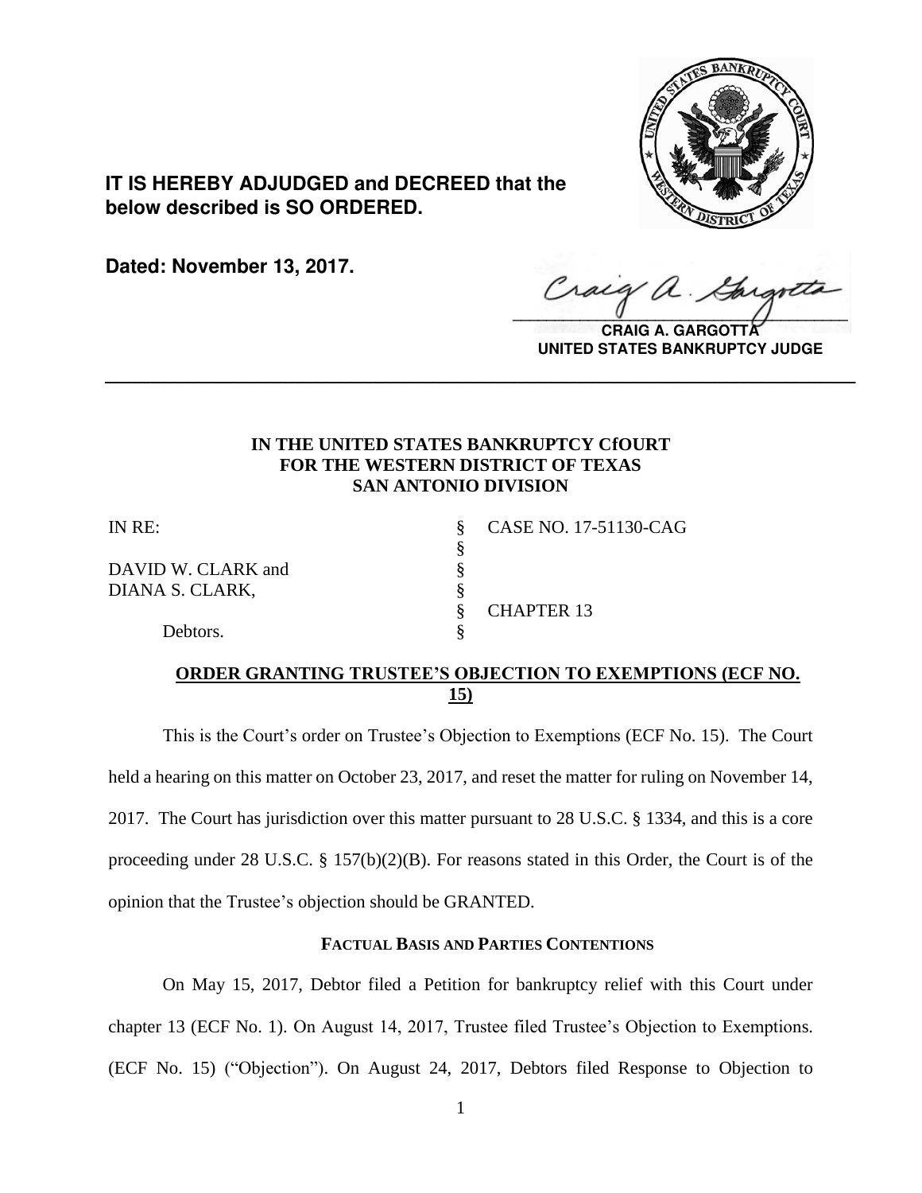**IT IS HEREBY ADJUDGED and DECREED that the below described is SO ORDERED.**

**Dated: November 13, 2017.**

**CRAIG A. GARGOTTA**
**UNITED STATES BANKRUPTCY JUDGE**

---

**IN THE UNITED STATES BANKRUPTCY CfOURT**
**FOR THE WESTERN DISTRICT OF TEXAS**
**SAN ANTONIO DIVISION**

| | | |
|---|---|---|
| IN RE: | § | CASE NO. 17-51130-CAG |
| | § | |
| DAVID W. CLARK and | § | |
| DIANA S. CLARK, | § | |
| | § | CHAPTER 13 |
| Debtors. | § | |

**ORDER GRANTING TRUSTEE'S OBJECTION TO EXEMPTIONS (ECF NO. 15)**

This is the Court's order on Trustee's Objection to Exemptions (ECF No. 15). The Court held a hearing on this matter on October 23, 2017, and reset the matter for ruling on November 14, 2017. The Court has jurisdiction over this matter pursuant to 28 U.S.C. § 1334, and this is a core proceeding under 28 U.S.C. § 157(b)(2)(B). For reasons stated in this Order, the Court is of the opinion that the Trustee's objection should be GRANTED.

**FACTUAL BASIS AND PARTIES CONTENTIONS**

On May 15, 2017, Debtor filed a Petition for bankruptcy relief with this Court under chapter 13 (ECF No. 1). On August 14, 2017, Trustee filed Trustee's Objection to Exemptions. (ECF No. 15) ("Objection"). On August 24, 2017, Debtors filed Response to Objection to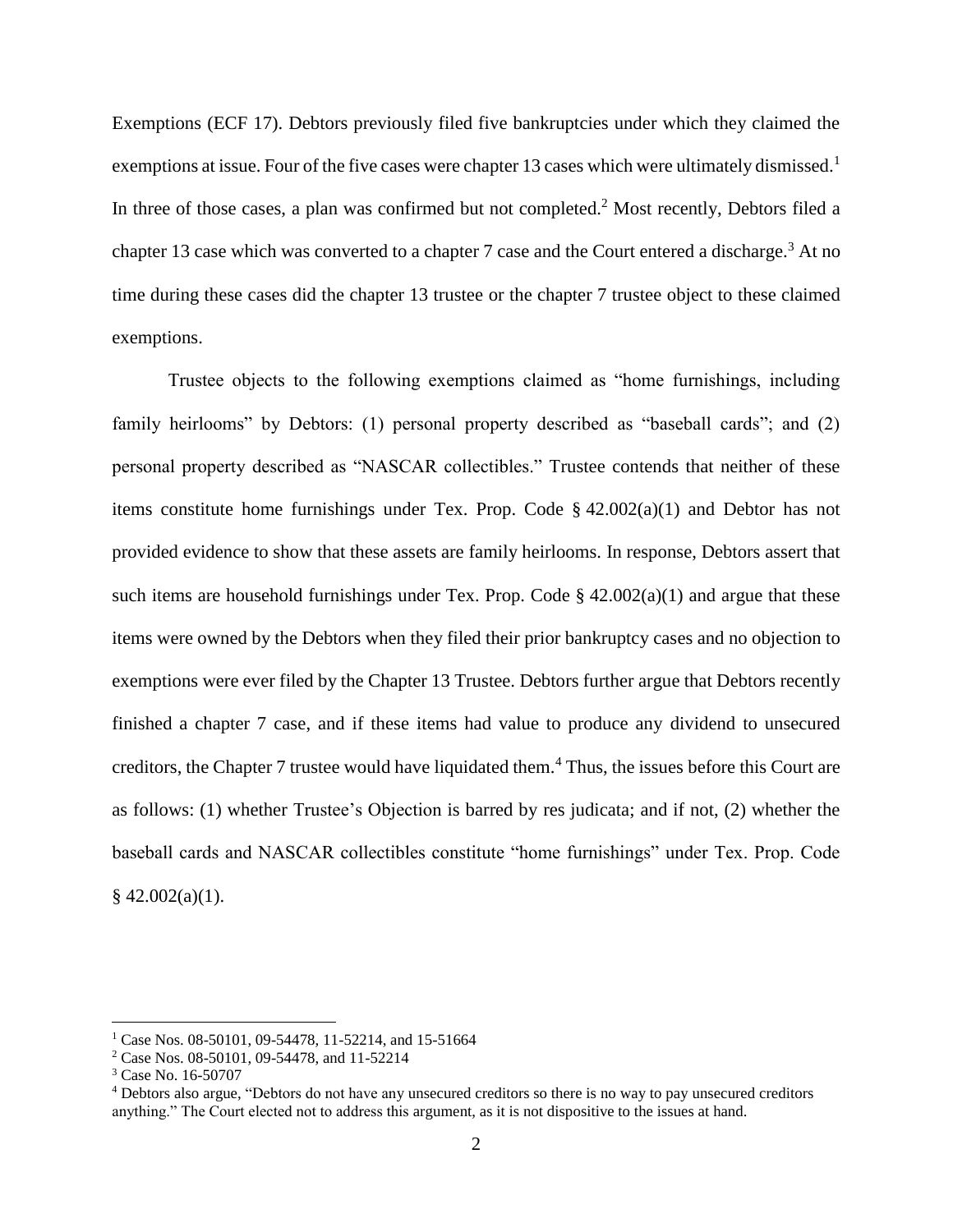Exemptions (ECF 17). Debtors previously filed five bankruptcies under which they claimed the exemptions at issue. Four of the five cases were chapter 13 cases which were ultimately dismissed.[1] In three of those cases, a plan was confirmed but not completed.[2] Most recently, Debtors filed a chapter 13 case which was converted to a chapter 7 case and the Court entered a discharge.[3] At no time during these cases did the chapter 13 trustee or the chapter 7 trustee object to these claimed exemptions.

Trustee objects to the following exemptions claimed as "home furnishings, including family heirlooms" by Debtors: (1) personal property described as "baseball cards"; and (2) personal property described as "NASCAR collectibles." Trustee contends that neither of these items constitute home furnishings under Tex. Prop. Code § 42.002(a)(1) and Debtor has not provided evidence to show that these assets are family heirlooms. In response, Debtors assert that such items are household furnishings under Tex. Prop. Code § 42.002(a)(1) and argue that these items were owned by the Debtors when they filed their prior bankruptcy cases and no objection to exemptions were ever filed by the Chapter 13 Trustee. Debtors further argue that Debtors recently finished a chapter 7 case, and if these items had value to produce any dividend to unsecured creditors, the Chapter 7 trustee would have liquidated them.[4] Thus, the issues before this Court are as follows: (1) whether Trustee's Objection is barred by res judicata; and if not, (2) whether the baseball cards and NASCAR collectibles constitute "home furnishings" under Tex. Prop. Code § 42.002(a)(1).

---

[1] Case Nos. 08-50101, 09-54478, 11-52214, and 15-51664

[2] Case Nos. 08-50101, 09-54478, and 11-52214

[3] Case No. 16-50707

[4] Debtors also argue, "Debtors do not have any unsecured creditors so there is no way to pay unsecured creditors anything." The Court elected not to address this argument, as it is not dispositive to the issues at hand.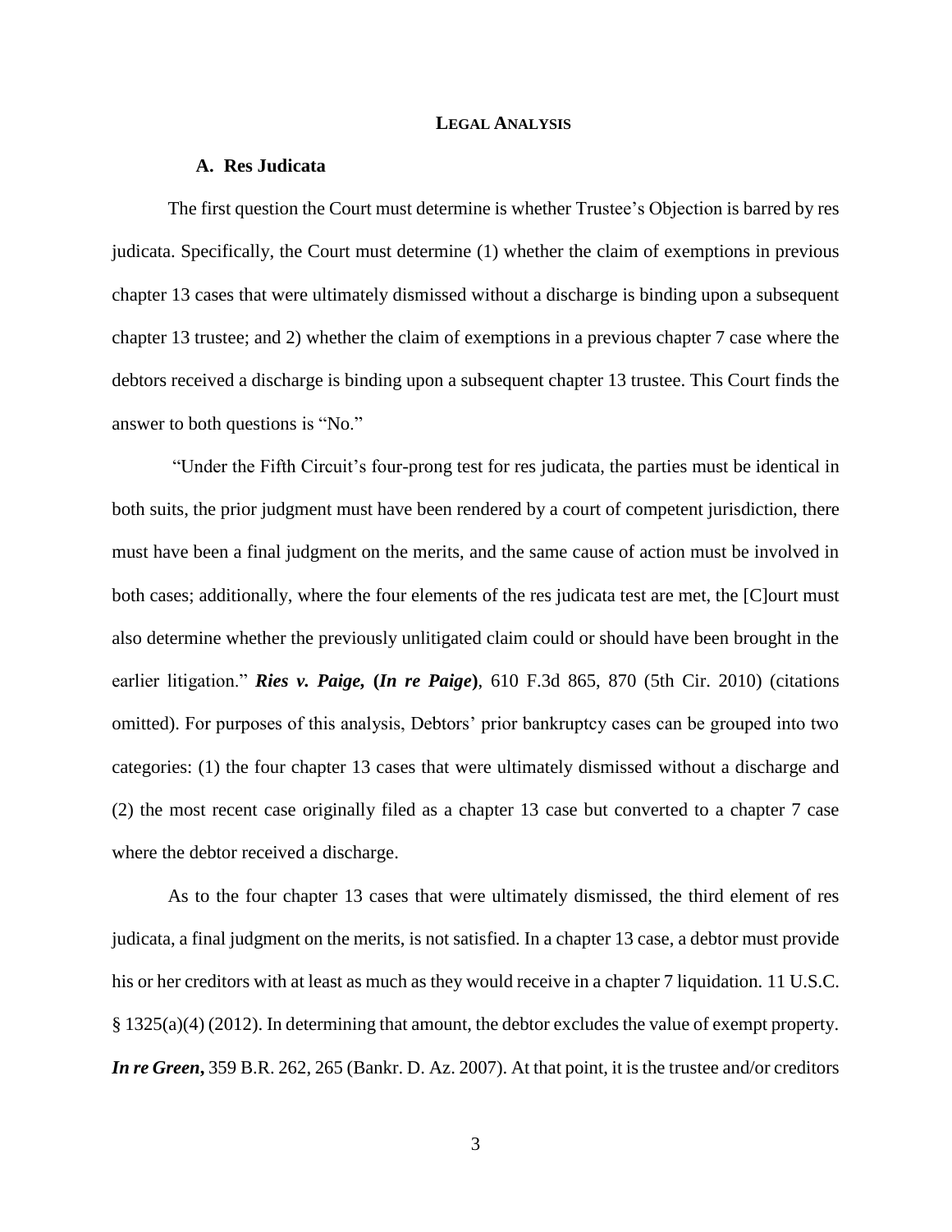## LEGAL ANALYSIS

### A. Res Judicata

The first question the Court must determine is whether Trustee's Objection is barred by res judicata. Specifically, the Court must determine (1) whether the claim of exemptions in previous chapter 13 cases that were ultimately dismissed without a discharge is binding upon a subsequent chapter 13 trustee; and 2) whether the claim of exemptions in a previous chapter 7 case where the debtors received a discharge is binding upon a subsequent chapter 13 trustee. This Court finds the answer to both questions is "No."

"Under the Fifth Circuit's four-prong test for res judicata, the parties must be identical in both suits, the prior judgment must have been rendered by a court of competent jurisdiction, there must have been a final judgment on the merits, and the same cause of action must be involved in both cases; additionally, where the four elements of the res judicata test are met, the [C]ourt must also determine whether the previously unlitigated claim could or should have been brought in the earlier litigation." ***Ries v. Paige,* (*In re Paige*)**, 610 F.3d 865, 870 (5th Cir. 2010) (citations omitted). For purposes of this analysis, Debtors' prior bankruptcy cases can be grouped into two categories: (1) the four chapter 13 cases that were ultimately dismissed without a discharge and (2) the most recent case originally filed as a chapter 13 case but converted to a chapter 7 case where the debtor received a discharge.

As to the four chapter 13 cases that were ultimately dismissed, the third element of res judicata, a final judgment on the merits, is not satisfied. In a chapter 13 case, a debtor must provide his or her creditors with at least as much as they would receive in a chapter 7 liquidation. 11 U.S.C. § 1325(a)(4) (2012). In determining that amount, the debtor excludes the value of exempt property. ***In re Green*,** 359 B.R. 262, 265 (Bankr. D. Az. 2007). At that point, it is the trustee and/or creditors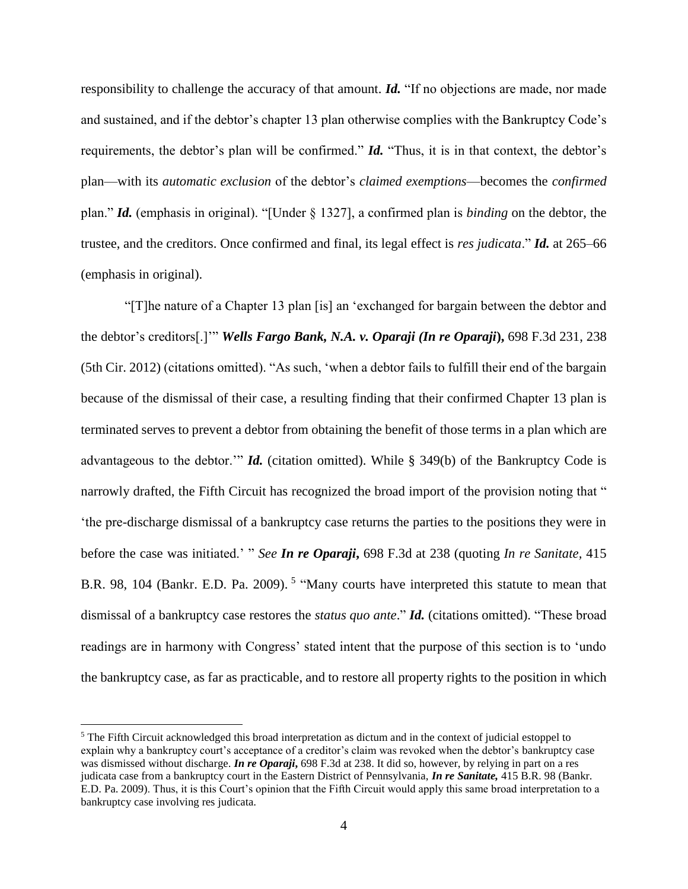responsibility to challenge the accuracy of that amount. ***Id.*** "If no objections are made, nor made and sustained, and if the debtor's chapter 13 plan otherwise complies with the Bankruptcy Code's requirements, the debtor's plan will be confirmed." ***Id.*** "Thus, it is in that context, the debtor's plan—with its *automatic exclusion* of the debtor's *claimed exemptions*—becomes the *confirmed* plan." ***Id.*** (emphasis in original). "[Under § 1327], a confirmed plan is *binding* on the debtor, the trustee, and the creditors. Once confirmed and final, its legal effect is *res judicata*." ***Id.*** at 265–66 (emphasis in original).

"[T]he nature of a Chapter 13 plan [is] an 'exchanged for bargain between the debtor and the debtor's creditors[.]'" ***Wells Fargo Bank, N.A. v. Oparaji (In re Oparaji*)**, 698 F.3d 231, 238 (5th Cir. 2012) (citations omitted). "As such, 'when a debtor fails to fulfill their end of the bargain because of the dismissal of their case, a resulting finding that their confirmed Chapter 13 plan is terminated serves to prevent a debtor from obtaining the benefit of those terms in a plan which are advantageous to the debtor.'" ***Id.*** (citation omitted). While § 349(b) of the Bankruptcy Code is narrowly drafted, the Fifth Circuit has recognized the broad import of the provision noting that " 'the pre-discharge dismissal of a bankruptcy case returns the parties to the positions they were in before the case was initiated.' " *See* ***In re Oparaji,*** 698 F.3d at 238 (quoting *In re Sanitate,* 415 B.R. 98, 104 (Bankr. E.D. Pa. 2009).[5] "Many courts have interpreted this statute to mean that dismissal of a bankruptcy case restores the *status quo ante*." ***Id.*** (citations omitted). "These broad readings are in harmony with Congress' stated intent that the purpose of this section is to 'undo the bankruptcy case, as far as practicable, and to restore all property rights to the position in which

[5] The Fifth Circuit acknowledged this broad interpretation as dictum and in the context of judicial estoppel to explain why a bankruptcy court's acceptance of a creditor's claim was revoked when the debtor's bankruptcy case was dismissed without discharge. ***In re Oparaji,*** 698 F.3d at 238. It did so, however, by relying in part on a res judicata case from a bankruptcy court in the Eastern District of Pennsylvania, ***In re Sanitate,*** 415 B.R. 98 (Bankr. E.D. Pa. 2009). Thus, it is this Court's opinion that the Fifth Circuit would apply this same broad interpretation to a bankruptcy case involving res judicata.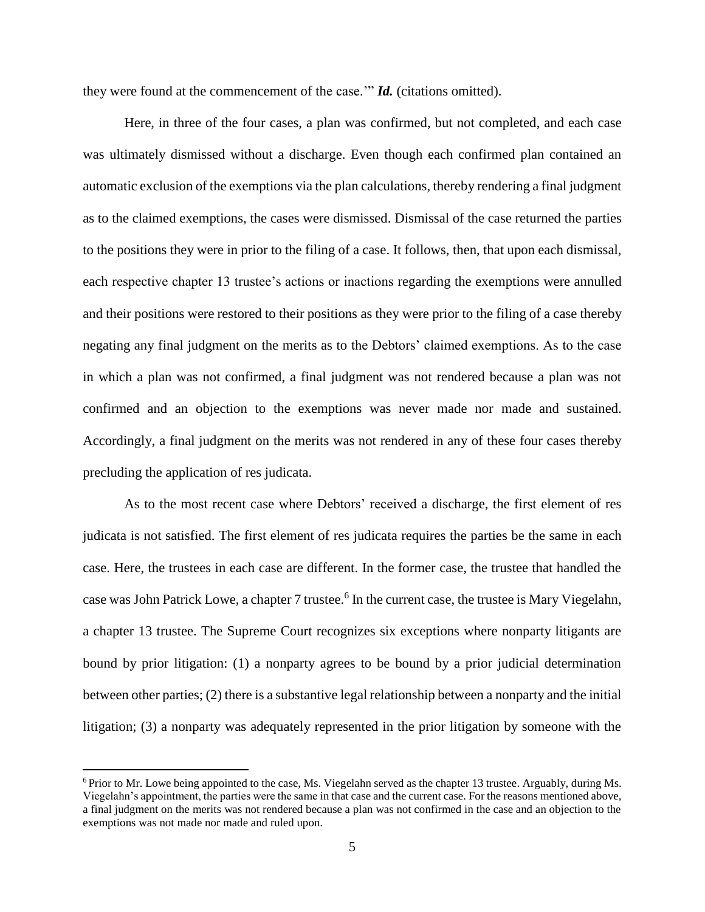they were found at the commencement of the case.'" ***Id.*** (citations omitted).

Here, in three of the four cases, a plan was confirmed, but not completed, and each case was ultimately dismissed without a discharge. Even though each confirmed plan contained an automatic exclusion of the exemptions via the plan calculations, thereby rendering a final judgment as to the claimed exemptions, the cases were dismissed. Dismissal of the case returned the parties to the positions they were in prior to the filing of a case. It follows, then, that upon each dismissal, each respective chapter 13 trustee's actions or inactions regarding the exemptions were annulled and their positions were restored to their positions as they were prior to the filing of a case thereby negating any final judgment on the merits as to the Debtors' claimed exemptions. As to the case in which a plan was not confirmed, a final judgment was not rendered because a plan was not confirmed and an objection to the exemptions was never made nor made and sustained. Accordingly, a final judgment on the merits was not rendered in any of these four cases thereby precluding the application of res judicata.

As to the most recent case where Debtors' received a discharge, the first element of res judicata is not satisfied. The first element of res judicata requires the parties be the same in each case. Here, the trustees in each case are different. In the former case, the trustee that handled the case was John Patrick Lowe, a chapter 7 trustee.[6] In the current case, the trustee is Mary Viegelahn, a chapter 13 trustee. The Supreme Court recognizes six exceptions where nonparty litigants are bound by prior litigation: (1) a nonparty agrees to be bound by a prior judicial determination between other parties; (2) there is a substantive legal relationship between a nonparty and the initial litigation; (3) a nonparty was adequately represented in the prior litigation by someone with the

[6] Prior to Mr. Lowe being appointed to the case, Ms. Viegelahn served as the chapter 13 trustee. Arguably, during Ms. Viegelahn's appointment, the parties were the same in that case and the current case. For the reasons mentioned above, a final judgment on the merits was not rendered because a plan was not confirmed in the case and an objection to the exemptions was not made nor made and ruled upon.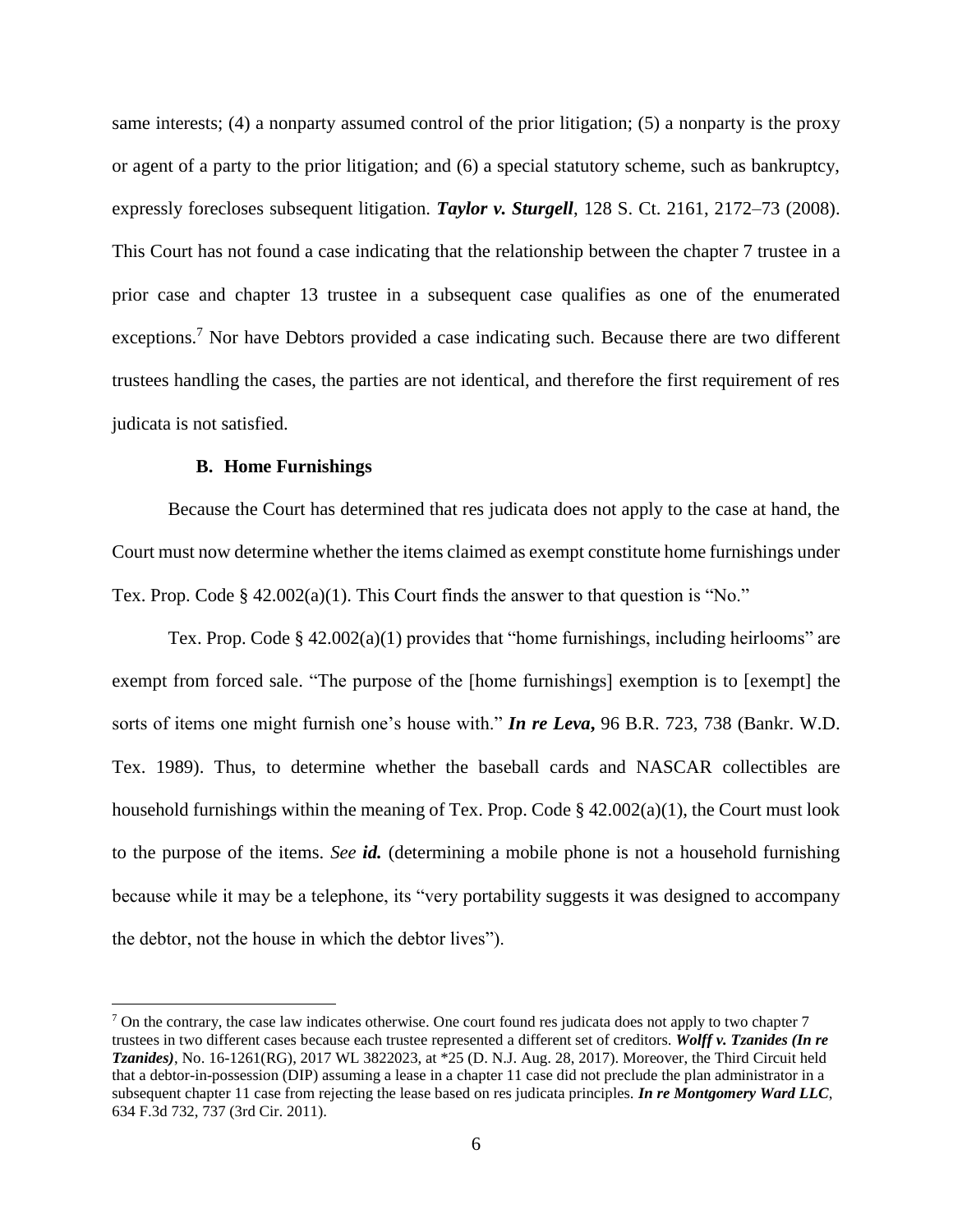same interests; (4) a nonparty assumed control of the prior litigation; (5) a nonparty is the proxy or agent of a party to the prior litigation; and (6) a special statutory scheme, such as bankruptcy, expressly forecloses subsequent litigation. ***Taylor v. Sturgell***, 128 S. Ct. 2161, 2172–73 (2008). This Court has not found a case indicating that the relationship between the chapter 7 trustee in a prior case and chapter 13 trustee in a subsequent case qualifies as one of the enumerated exceptions.[7] Nor have Debtors provided a case indicating such. Because there are two different trustees handling the cases, the parties are not identical, and therefore the first requirement of res judicata is not satisfied.

### B. Home Furnishings

Because the Court has determined that res judicata does not apply to the case at hand, the Court must now determine whether the items claimed as exempt constitute home furnishings under Tex. Prop. Code § 42.002(a)(1). This Court finds the answer to that question is "No."

Tex. Prop. Code § 42.002(a)(1) provides that "home furnishings, including heirlooms" are exempt from forced sale. "The purpose of the [home furnishings] exemption is to [exempt] the sorts of items one might furnish one's house with." ***In re Leva,*** 96 B.R. 723, 738 (Bankr. W.D. Tex. 1989). Thus, to determine whether the baseball cards and NASCAR collectibles are household furnishings within the meaning of Tex. Prop. Code § 42.002(a)(1), the Court must look to the purpose of the items. *See* ***id.*** (determining a mobile phone is not a household furnishing because while it may be a telephone, its "very portability suggests it was designed to accompany the debtor, not the house in which the debtor lives").

---

[7] On the contrary, the case law indicates otherwise. One court found res judicata does not apply to two chapter 7 trustees in two different cases because each trustee represented a different set of creditors. ***Wolff v. Tzanides (In re Tzanides)***, No. 16-1261(RG), 2017 WL 3822023, at *25 (D. N.J. Aug. 28, 2017). Moreover, the Third Circuit held that a debtor-in-possession (DIP) assuming a lease in a chapter 11 case did not preclude the plan administrator in a subsequent chapter 11 case from rejecting the lease based on res judicata principles. ***In re Montgomery Ward LLC***, 634 F.3d 732, 737 (3rd Cir. 2011).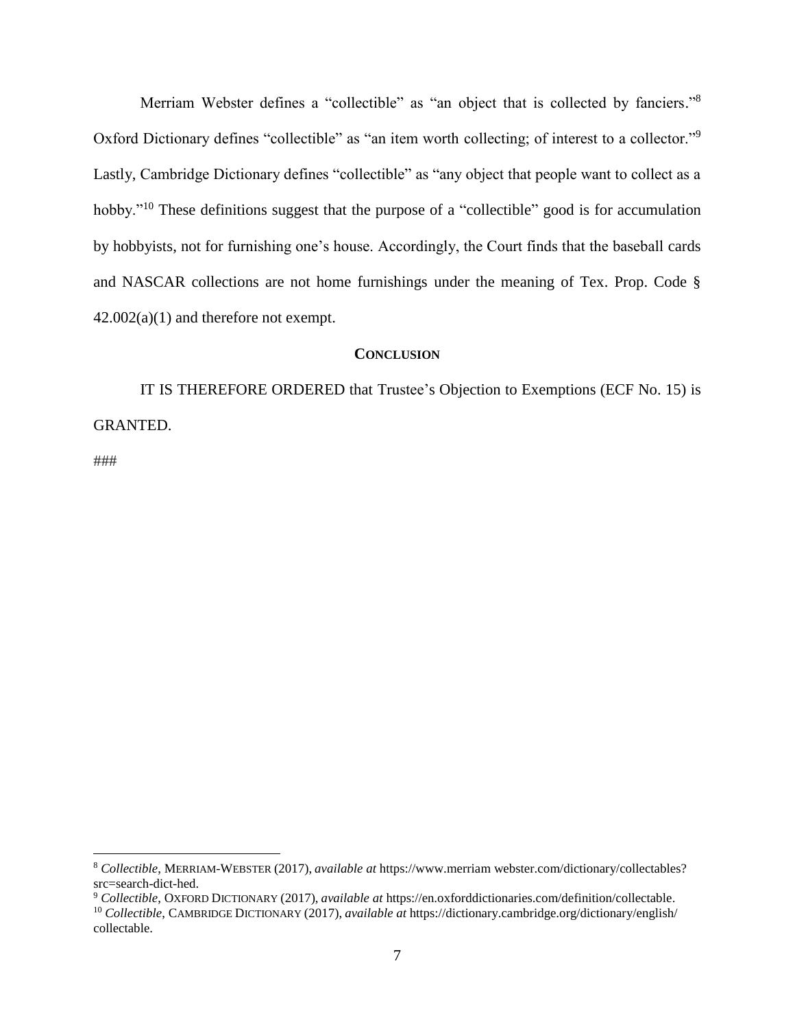Merriam Webster defines a "collectible" as "an object that is collected by fanciers."[8] Oxford Dictionary defines "collectible" as "an item worth collecting; of interest to a collector."[9] Lastly, Cambridge Dictionary defines "collectible" as "any object that people want to collect as a hobby."[10] These definitions suggest that the purpose of a "collectible" good is for accumulation by hobbyists, not for furnishing one's house. Accordingly, the Court finds that the baseball cards and NASCAR collections are not home furnishings under the meaning of Tex. Prop. Code § 42.002(a)(1) and therefore not exempt.

## CONCLUSION

IT IS THEREFORE ORDERED that Trustee's Objection to Exemptions (ECF No. 15) is GRANTED.

###

---

[8] *Collectible*, MERRIAM-WEBSTER (2017), *available at* https://www.merriam webster.com/dictionary/collectables?src=search-dict-hed.

[9] *Collectible*, OXFORD DICTIONARY (2017), *available at* https://en.oxforddictionaries.com/definition/collectable.

[10] *Collectible*, CAMBRIDGE DICTIONARY (2017), *available at* https://dictionary.cambridge.org/dictionary/english/collectable.